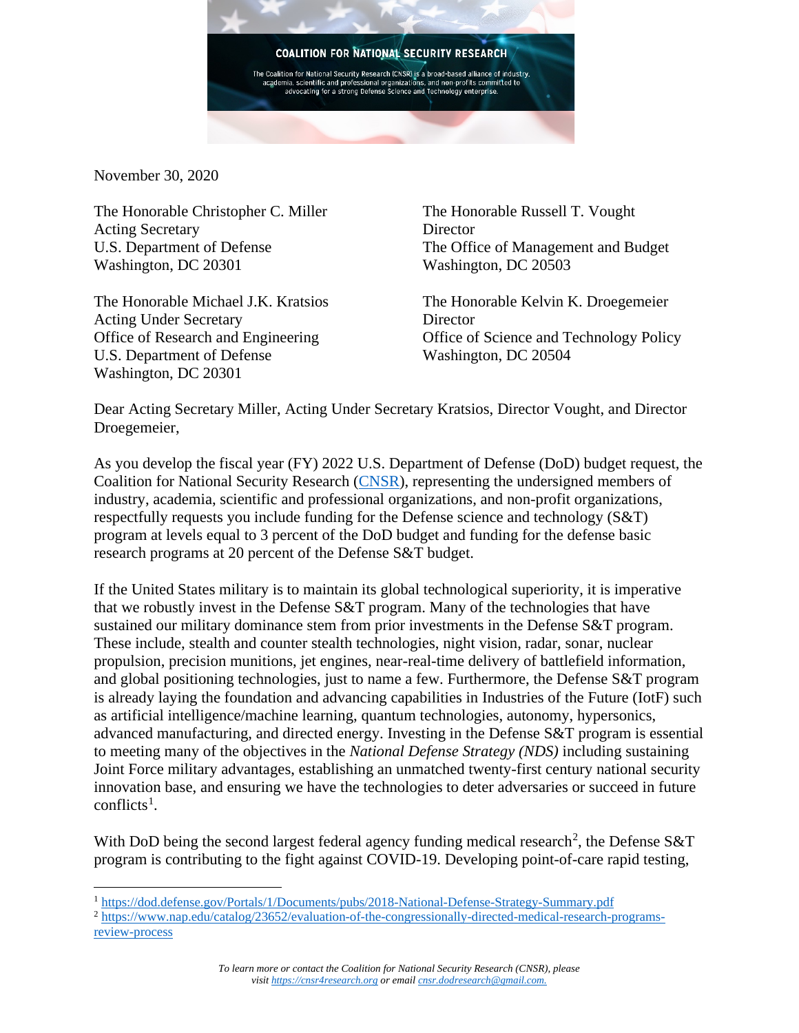**COALITION FOR NATIONAL SECURITY RESEARCH**

The Coalition for National Security Research (CNSR) is a broad-based alliance of industry, academia, scientific and professional organizations, and non-profits committed to advocating for a strong Defense Science and Technology enterprise.

November 30, 2020

The Honorable Christopher C. Miller
Acting Secretary
U.S. Department of Defense
Washington, DC 20301

The Honorable Michael J.K. Kratsios
Acting Under Secretary
Office of Research and Engineering
U.S. Department of Defense
Washington, DC 20301

The Honorable Russell T. Vought
Director
The Office of Management and Budget
Washington, DC 20503

The Honorable Kelvin K. Droegemeier
Director
Office of Science and Technology Policy
Washington, DC 20504

Dear Acting Secretary Miller, Acting Under Secretary Kratsios, Director Vought, and Director Droegemeier,

As you develop the fiscal year (FY) 2022 U.S. Department of Defense (DoD) budget request, the Coalition for National Security Research (CNSR), representing the undersigned members of industry, academia, scientific and professional organizations, and non-profit organizations, respectfully requests you include funding for the Defense science and technology (S&T) program at levels equal to 3 percent of the DoD budget and funding for the defense basic research programs at 20 percent of the Defense S&T budget.

If the United States military is to maintain its global technological superiority, it is imperative that we robustly invest in the Defense S&T program. Many of the technologies that have sustained our military dominance stem from prior investments in the Defense S&T program. These include, stealth and counter stealth technologies, night vision, radar, sonar, nuclear propulsion, precision munitions, jet engines, near-real-time delivery of battlefield information, and global positioning technologies, just to name a few. Furthermore, the Defense S&T program is already laying the foundation and advancing capabilities in Industries of the Future (IotF) such as artificial intelligence/machine learning, quantum technologies, autonomy, hypersonics, advanced manufacturing, and directed energy. Investing in the Defense S&T program is essential to meeting many of the objectives in the *National Defense Strategy (NDS)* including sustaining Joint Force military advantages, establishing an unmatched twenty-first century national security innovation base, and ensuring we have the technologies to deter adversaries or succeed in future conflicts[1].

With DoD being the second largest federal agency funding medical research[2], the Defense S&T program is contributing to the fight against COVID-19. Developing point-of-care rapid testing,

[1] https://dod.defense.gov/Portals/1/Documents/pubs/2018-National-Defense-Strategy-Summary.pdf
[2] https://www.nap.edu/catalog/23652/evaluation-of-the-congressionally-directed-medical-research-programs-review-process

*To learn more or contact the Coalition for National Security Research (CNSR), please visit https://cnsr4research.org or email cnsr.dodresearch@gmail.com.*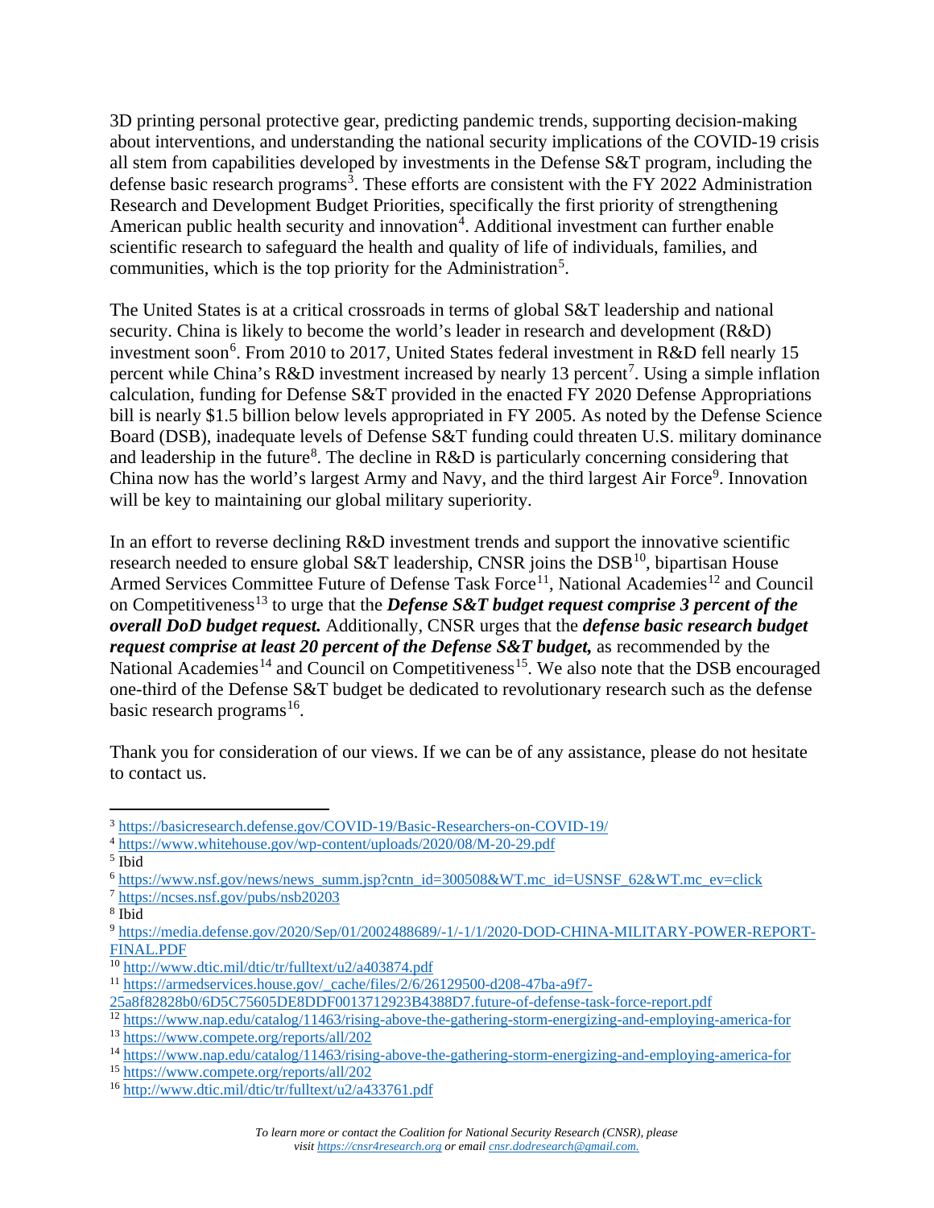3D printing personal protective gear, predicting pandemic trends, supporting decision-making about interventions, and understanding the national security implications of the COVID-19 crisis all stem from capabilities developed by investments in the Defense S&T program, including the defense basic research programs[3]. These efforts are consistent with the FY 2022 Administration Research and Development Budget Priorities, specifically the first priority of strengthening American public health security and innovation[4]. Additional investment can further enable scientific research to safeguard the health and quality of life of individuals, families, and communities, which is the top priority for the Administration[5].

The United States is at a critical crossroads in terms of global S&T leadership and national security. China is likely to become the world's leader in research and development (R&D) investment soon[6]. From 2010 to 2017, United States federal investment in R&D fell nearly 15 percent while China's R&D investment increased by nearly 13 percent[7]. Using a simple inflation calculation, funding for Defense S&T provided in the enacted FY 2020 Defense Appropriations bill is nearly $1.5 billion below levels appropriated in FY 2005. As noted by the Defense Science Board (DSB), inadequate levels of Defense S&T funding could threaten U.S. military dominance and leadership in the future[8]. The decline in R&D is particularly concerning considering that China now has the world's largest Army and Navy, and the third largest Air Force[9]. Innovation will be key to maintaining our global military superiority.

In an effort to reverse declining R&D investment trends and support the innovative scientific research needed to ensure global S&T leadership, CNSR joins the DSB[10], bipartisan House Armed Services Committee Future of Defense Task Force[11], National Academies[12] and Council on Competitiveness[13] to urge that the ***Defense S&T budget request comprise 3 percent of the overall DoD budget request.*** Additionally, CNSR urges that the ***defense basic research budget request comprise at least 20 percent of the Defense S&T budget,*** as recommended by the National Academies[14] and Council on Competitiveness[15]. We also note that the DSB encouraged one-third of the Defense S&T budget be dedicated to revolutionary research such as the defense basic research programs[16].

Thank you for consideration of our views. If we can be of any assistance, please do not hesitate to contact us.

---

[3] https://basicresearch.defense.gov/COVID-19/Basic-Researchers-on-COVID-19/
[4] https://www.whitehouse.gov/wp-content/uploads/2020/08/M-20-29.pdf
[5] Ibid
[6] https://www.nsf.gov/news/news_summ.jsp?cntn_id=300508&WT.mc_id=USNSF_62&WT.mc_ev=click
[7] https://ncses.nsf.gov/pubs/nsb20203
[8] Ibid
[9] https://media.defense.gov/2020/Sep/01/2002488689/-1/-1/1/2020-DOD-CHINA-MILITARY-POWER-REPORT-FINAL.PDF
[10] http://www.dtic.mil/dtic/tr/fulltext/u2/a403874.pdf
[11] https://armedservices.house.gov/_cache/files/2/6/26129500-d208-47ba-a9f7-25a8f82828b0/6D5C75605DE8DDF0013712923B4388D7.future-of-defense-task-force-report.pdf
[12] https://www.nap.edu/catalog/11463/rising-above-the-gathering-storm-energizing-and-employing-america-for
[13] https://www.compete.org/reports/all/202
[14] https://www.nap.edu/catalog/11463/rising-above-the-gathering-storm-energizing-and-employing-america-for
[15] https://www.compete.org/reports/all/202
[16] http://www.dtic.mil/dtic/tr/fulltext/u2/a433761.pdf

*To learn more or contact the Coalition for National Security Research (CNSR), please visit https://cnsr4research.org or email cnsr.dodresearch@gmail.com.*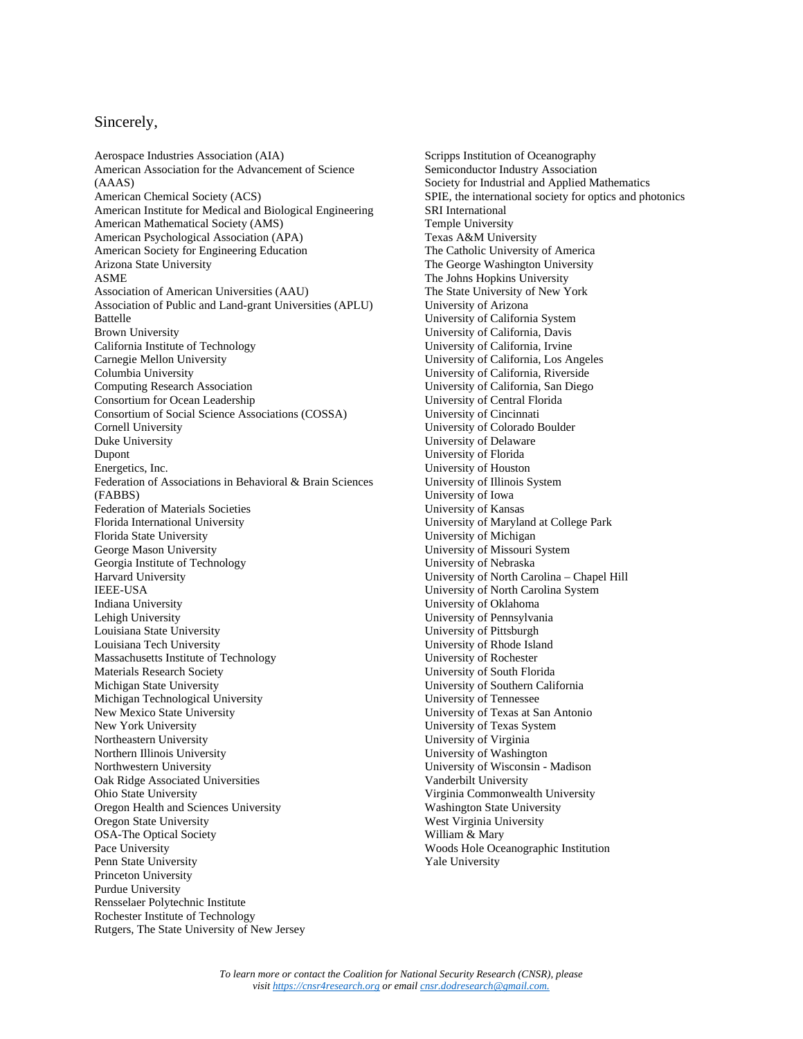Sincerely,

Aerospace Industries Association (AIA)
American Association for the Advancement of Science (AAAS)
American Chemical Society (ACS)
American Institute for Medical and Biological Engineering
American Mathematical Society (AMS)
American Psychological Association (APA)
American Society for Engineering Education
Arizona State University
ASME
Association of American Universities (AAU)
Association of Public and Land-grant Universities (APLU)
Battelle
Brown University
California Institute of Technology
Carnegie Mellon University
Columbia University
Computing Research Association
Consortium for Ocean Leadership
Consortium of Social Science Associations (COSSA)
Cornell University
Duke University
Dupont
Energetics, Inc.
Federation of Associations in Behavioral & Brain Sciences (FABBS)
Federation of Materials Societies
Florida International University
Florida State University
George Mason University
Georgia Institute of Technology
Harvard University
IEEE-USA
Indiana University
Lehigh University
Louisiana State University
Louisiana Tech University
Massachusetts Institute of Technology
Materials Research Society
Michigan State University
Michigan Technological University
New Mexico State University
New York University
Northeastern University
Northern Illinois University
Northwestern University
Oak Ridge Associated Universities
Ohio State University
Oregon Health and Sciences University
Oregon State University
OSA-The Optical Society
Pace University
Penn State University
Princeton University
Purdue University
Rensselaer Polytechnic Institute
Rochester Institute of Technology
Rutgers, The State University of New Jersey
Scripps Institution of Oceanography
Semiconductor Industry Association
Society for Industrial and Applied Mathematics
SPIE, the international society for optics and photonics
SRI International
Temple University
Texas A&M University
The Catholic University of America
The George Washington University
The Johns Hopkins University
The State University of New York
University of Arizona
University of California System
University of California, Davis
University of California, Irvine
University of California, Los Angeles
University of California, Riverside
University of California, San Diego
University of Central Florida
University of Cincinnati
University of Colorado Boulder
University of Delaware
University of Florida
University of Houston
University of Illinois System
University of Iowa
University of Kansas
University of Maryland at College Park
University of Michigan
University of Missouri System
University of Nebraska
University of North Carolina – Chapel Hill
University of North Carolina System
University of Oklahoma
University of Pennsylvania
University of Pittsburgh
University of Rhode Island
University of Rochester
University of South Florida
University of Southern California
University of Tennessee
University of Texas at San Antonio
University of Texas System
University of Virginia
University of Washington
University of Wisconsin - Madison
Vanderbilt University
Virginia Commonwealth University
Washington State University
West Virginia University
William & Mary
Woods Hole Oceanographic Institution
Yale University

*To learn more or contact the Coalition for National Security Research (CNSR), please visit [https://cnsr4research.org](https://cnsr4research.org) or email [cnsr.dodresearch@gmail.com.](mailto:cnsr.dodresearch@gmail.com)*